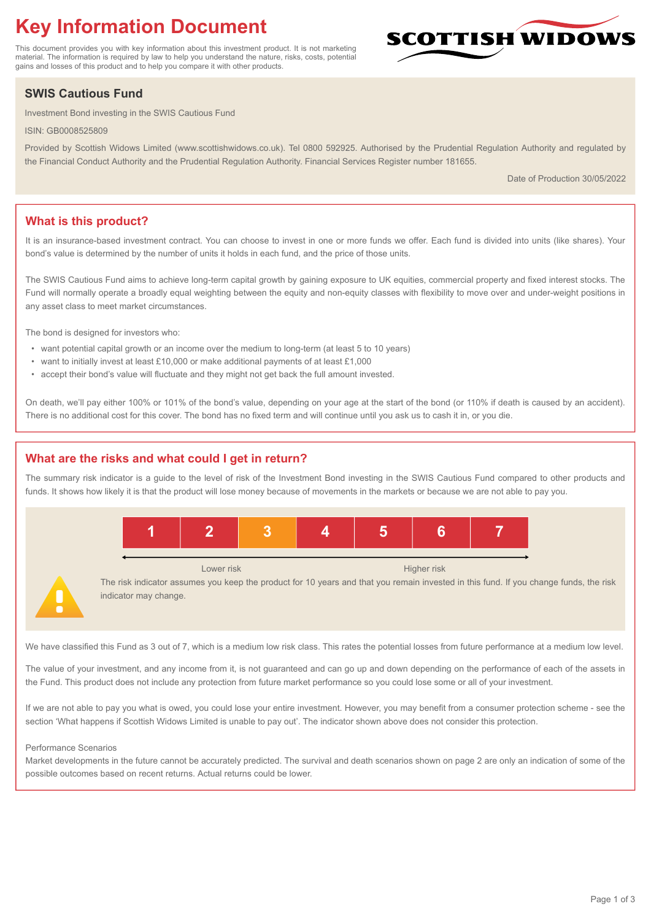# Key Information Document

This document provides you with key information about this investment product. It is not marketing material. The information is required by law to help you understand the nature, risks, costs, potential gains and losses of this product and to help you compare it with other products.

SCOTTISH WIDOWS

## SWIS Cautious Fund

Investment Bond investing in the SWIS Cautious Fund

ISIN: GB0008525809

Provided by Scottish Widows Limited (www.scottishwidows.co.uk). Tel 0800 592925. Authorised by the Prudential Regulation Authority and regulated by the Financial Conduct Authority and the Prudential Regulation Authority. Financial Services Register number 181655.

Date of Production 30/05/2022

## What is this product?

It is an insurance-based investment contract. You can choose to invest in one or more funds we offer. Each fund is divided into units (like shares). Your bond's value is determined by the number of units it holds in each fund, and the price of those units.

The SWIS Cautious Fund aims to achieve long-term capital growth by gaining exposure to UK equities, commercial property and fixed interest stocks. The Fund will normally operate a broadly equal weighting between the equity and non-equity classes with flexibility to move over and under-weight positions in any asset class to meet market circumstances.

The bond is designed for investors who:

- want potential capital growth or an income over the medium to long-term (at least 5 to 10 years)
- want to initially invest at least £10,000 or make additional payments of at least £1,000
- accept their bond's value will fluctuate and they might not get back the full amount invested.

On death, we'll pay either 100% or 101% of the bond's value, depending on your age at the start of the bond (or 110% if death is caused by an accident). There is no additional cost for this cover. The bond has no fixed term and will continue until you ask us to cash it in, or you die.

## What are the risks and what could I get in return?

The summary risk indicator is a guide to the level of risk of the Investment Bond investing in the SWIS Cautious Fund compared to other products and funds. It shows how likely it is that the product will lose money because of movements in the markets or because we are not able to pay you.

| 1 | 2 | **3** | 4 | 5 | 6 | 7 |
|---|---|---|---|---|---|---|

Lower risk ← → Higher risk

The risk indicator assumes you keep the product for 10 years and that you remain invested in this fund. If you change funds, the risk indicator may change.

We have classified this Fund as 3 out of 7, which is a medium low risk class. This rates the potential losses from future performance at a medium low level.

The value of your investment, and any income from it, is not guaranteed and can go up and down depending on the performance of each of the assets in the Fund. This product does not include any protection from future market performance so you could lose some or all of your investment.

If we are not able to pay you what is owed, you could lose your entire investment. However, you may benefit from a consumer protection scheme - see the section 'What happens if Scottish Widows Limited is unable to pay out'. The indicator shown above does not consider this protection.

Performance Scenarios

Market developments in the future cannot be accurately predicted. The survival and death scenarios shown on page 2 are only an indication of some of the possible outcomes based on recent returns. Actual returns could be lower.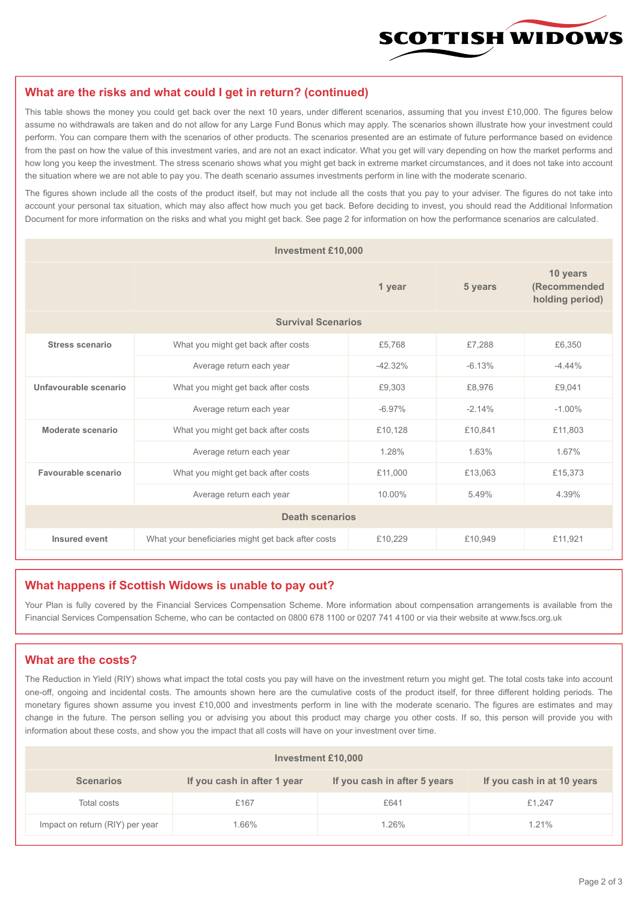## What are the risks and what could I get in return? (continued)

This table shows the money you could get back over the next 10 years, under different scenarios, assuming that you invest £10,000. The figures below assume no withdrawals are taken and do not allow for any Large Fund Bonus which may apply. The scenarios shown illustrate how your investment could perform. You can compare them with the scenarios of other products. The scenarios presented are an estimate of future performance based on evidence from the past on how the value of this investment varies, and are not an exact indicator. What you get will vary depending on how the market performs and how long you keep the investment. The stress scenario shows what you might get back in extreme market circumstances, and it does not take into account the situation where we are not able to pay you. The death scenario assumes investments perform in line with the moderate scenario.

The figures shown include all the costs of the product itself, but may not include all the costs that you pay to your adviser. The figures do not take into account your personal tax situation, which may also affect how much you get back. Before deciding to invest, you should read the Additional Information Document for more information on the risks and what you might get back. See page 2 for information on how the performance scenarios are calculated.

| Investment £10,000 | | | | |
|---|---|---|---|---|
| | | 1 year | 5 years | 10 years (Recommended holding period) |
| **Survival Scenarios** | | | | |
| **Stress scenario** | What you might get back after costs | £5,768 | £7,288 | £6,350 |
| | Average return each year | -42.32% | -6.13% | -4.44% |
| **Unfavourable scenario** | What you might get back after costs | £9,303 | £8,976 | £9,041 |
| | Average return each year | -6.97% | -2.14% | -1.00% |
| **Moderate scenario** | What you might get back after costs | £10,128 | £10,841 | £11,803 |
| | Average return each year | 1.28% | 1.63% | 1.67% |
| **Favourable scenario** | What you might get back after costs | £11,000 | £13,063 | £15,373 |
| | Average return each year | 10.00% | 5.49% | 4.39% |
| **Death scenarios** | | | | |
| **Insured event** | What your beneficiaries might get back after costs | £10,229 | £10,949 | £11,921 |

## What happens if Scottish Widows is unable to pay out?

Your Plan is fully covered by the Financial Services Compensation Scheme. More information about compensation arrangements is available from the Financial Services Compensation Scheme, who can be contacted on 0800 678 1100 or 0207 741 4100 or via their website at www.fscs.org.uk

## What are the costs?

The Reduction in Yield (RIY) shows what impact the total costs you pay will have on the investment return you might get. The total costs take into account one-off, ongoing and incidental costs. The amounts shown here are the cumulative costs of the product itself, for three different holding periods. The monetary figures shown assume you invest £10,000 and investments perform in line with the moderate scenario. The figures are estimates and may change in the future. The person selling you or advising you about this product may charge you other costs. If so, this person will provide you with information about these costs, and show you the impact that all costs will have on your investment over time.

| Investment £10,000 | | | |
|---|---|---|---|
| **Scenarios** | **If you cash in after 1 year** | **If you cash in after 5 years** | **If you cash in at 10 years** |
| Total costs | £167 | £641 | £1,247 |
| Impact on return (RIY) per year | 1.66% | 1.26% | 1.21% |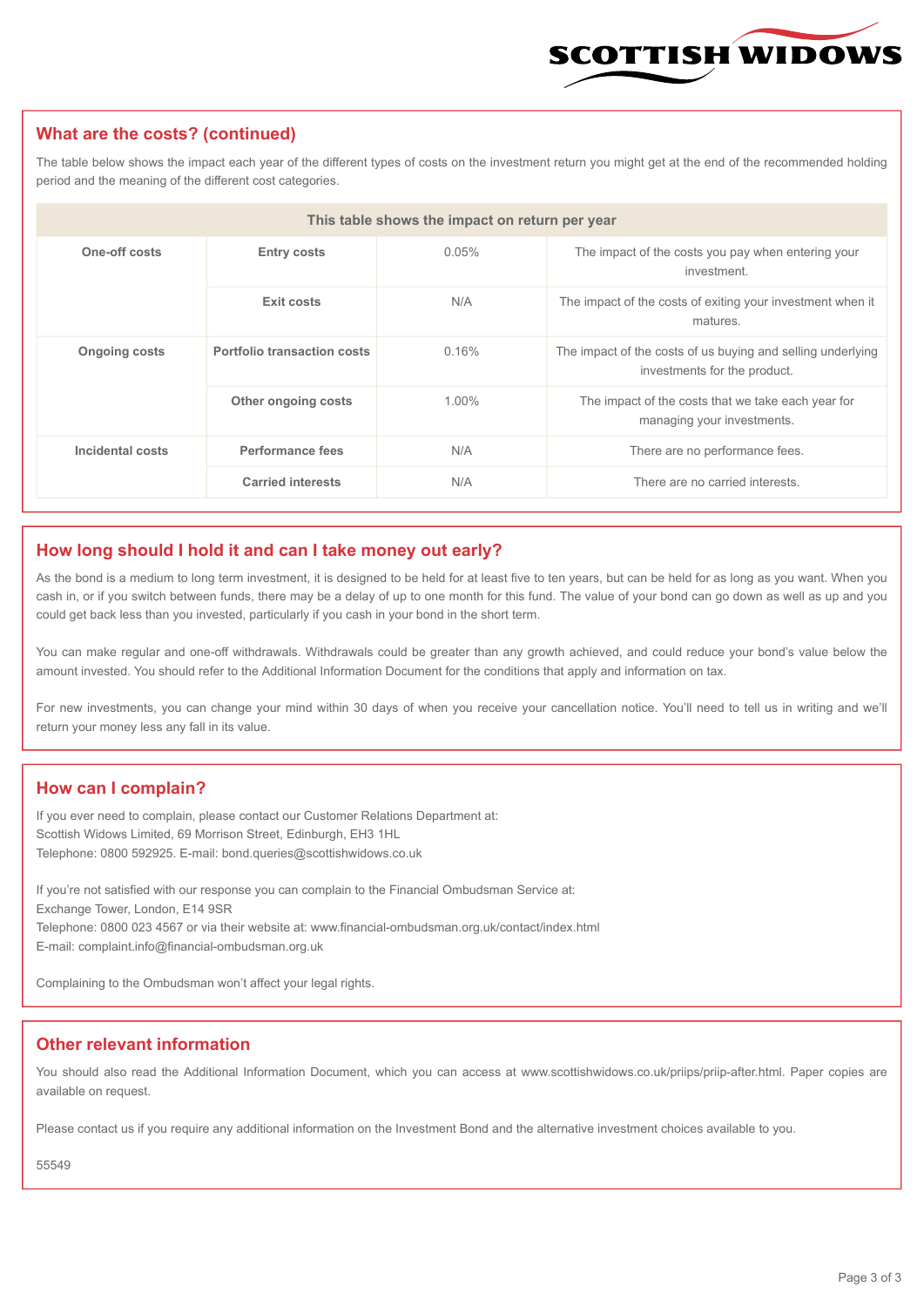## What are the costs? (continued)

The table below shows the impact each year of the different types of costs on the investment return you might get at the end of the recommended holding period and the meaning of the different cost categories.

| This table shows the impact on return per year | | | |
|---|---|---|---|
| **One-off costs** | **Entry costs** | 0.05% | The impact of the costs you pay when entering your investment. |
| | **Exit costs** | N/A | The impact of the costs of exiting your investment when it matures. |
| **Ongoing costs** | **Portfolio transaction costs** | 0.16% | The impact of the costs of us buying and selling underlying investments for the product. |
| | **Other ongoing costs** | 1.00% | The impact of the costs that we take each year for managing your investments. |
| **Incidental costs** | **Performance fees** | N/A | There are no performance fees. |
| | **Carried interests** | N/A | There are no carried interests. |

## How long should I hold it and can I take money out early?

As the bond is a medium to long term investment, it is designed to be held for at least five to ten years, but can be held for as long as you want. When you cash in, or if you switch between funds, there may be a delay of up to one month for this fund. The value of your bond can go down as well as up and you could get back less than you invested, particularly if you cash in your bond in the short term.

You can make regular and one-off withdrawals. Withdrawals could be greater than any growth achieved, and could reduce your bond's value below the amount invested. You should refer to the Additional Information Document for the conditions that apply and information on tax.

For new investments, you can change your mind within 30 days of when you receive your cancellation notice. You'll need to tell us in writing and we'll return your money less any fall in its value.

## How can I complain?

If you ever need to complain, please contact our Customer Relations Department at:
Scottish Widows Limited, 69 Morrison Street, Edinburgh, EH3 1HL
Telephone: 0800 592925. E-mail: bond.queries@scottishwidows.co.uk

If you're not satisfied with our response you can complain to the Financial Ombudsman Service at:
Exchange Tower, London, E14 9SR
Telephone: 0800 023 4567 or via their website at: www.financial-ombudsman.org.uk/contact/index.html
E-mail: complaint.info@financial-ombudsman.org.uk

Complaining to the Ombudsman won't affect your legal rights.

## Other relevant information

You should also read the Additional Information Document, which you can access at www.scottishwidows.co.uk/priips/priip-after.html. Paper copies are available on request.

Please contact us if you require any additional information on the Investment Bond and the alternative investment choices available to you.

55549